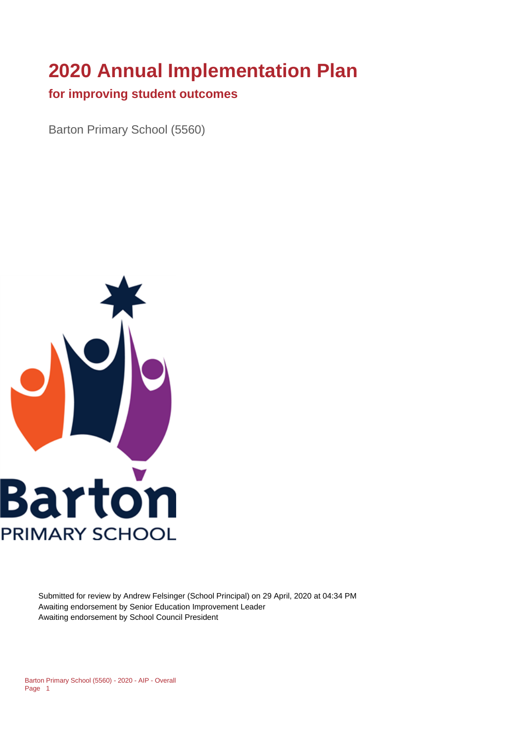# 2020 Annual Implementation Plan

## for improving student outcomes

Barton Primary School (5560)

Submitted for review by Andrew Felsinger (School Principal) on 29 April, 2020 at 04:34 PM
Awaiting endorsement by Senior Education Improvement Leader
Awaiting endorsement by School Council President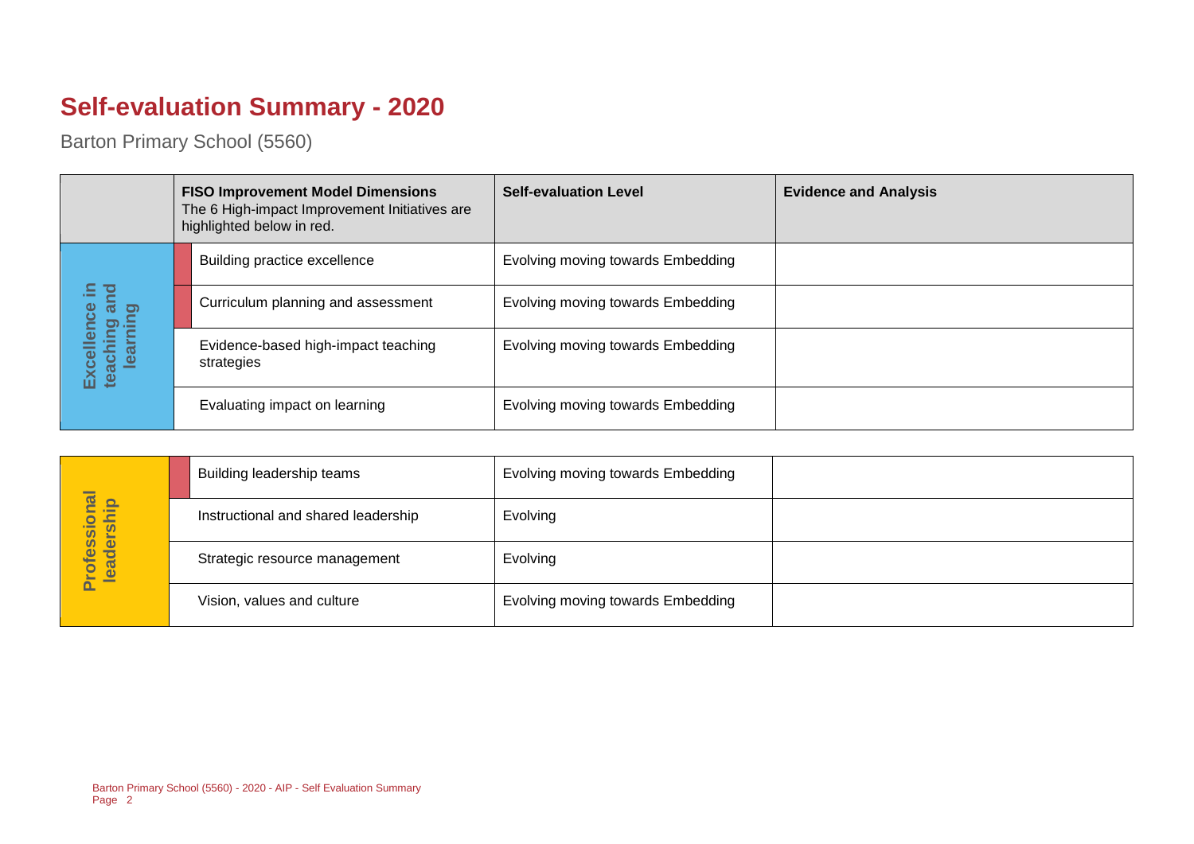# Self-evaluation Summary - 2020

Barton Primary School (5560)

| | FISO Improvement Model Dimensions<br>The 6 High-impact Improvement Initiatives are highlighted below in red. | Self-evaluation Level | Evidence and Analysis |
|---|---|---|---|
| Excellence in teaching and learning | Building practice excellence | Evolving moving towards Embedding | |
| | Curriculum planning and assessment | Evolving moving towards Embedding | |
| | Evidence-based high-impact teaching strategies | Evolving moving towards Embedding | |
| | Evaluating impact on learning | Evolving moving towards Embedding | |

| | | | |
|---|---|---|---|
| Professional leadership | Building leadership teams | Evolving moving towards Embedding | |
| | Instructional and shared leadership | Evolving | |
| | Strategic resource management | Evolving | |
| | Vision, values and culture | Evolving moving towards Embedding | |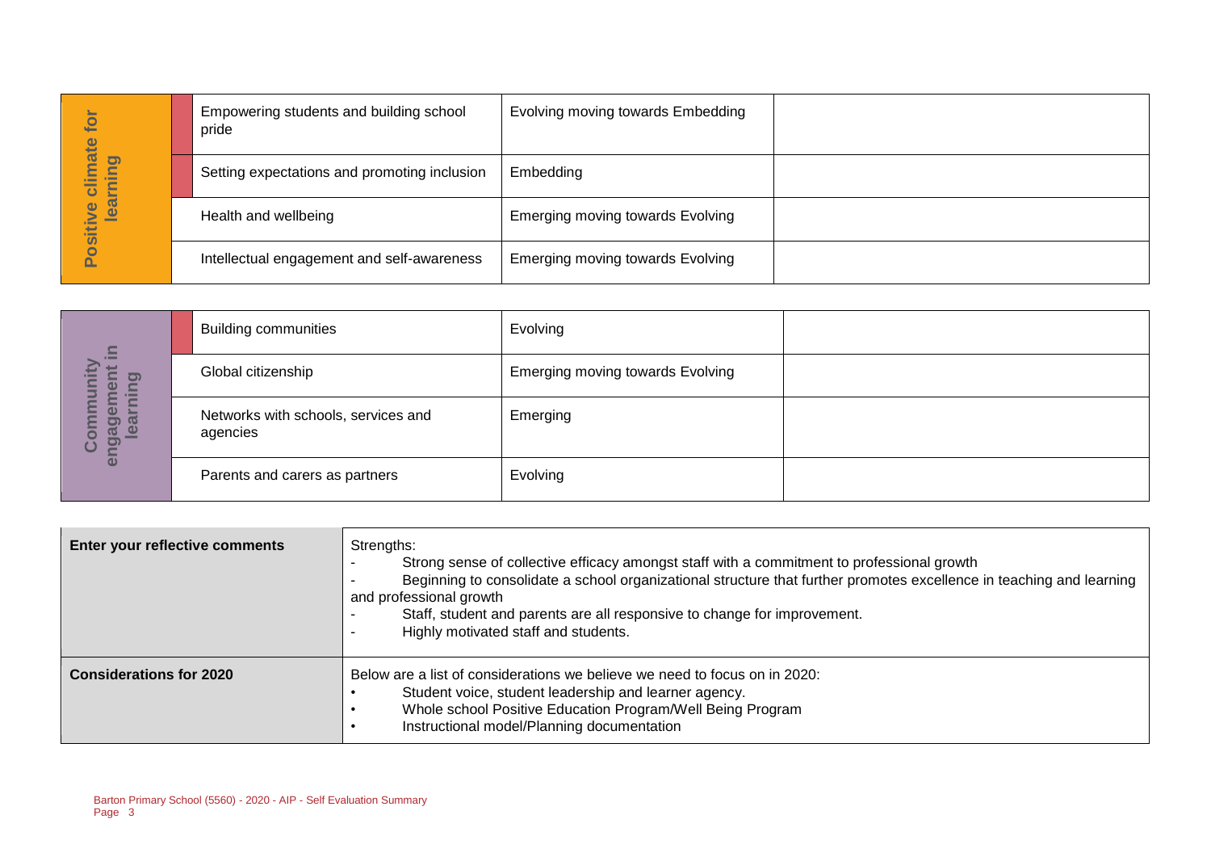| Positive climate for learning | Empowering students and building school pride | Evolving moving towards Embedding | |
|---|---|---|---|
| | Setting expectations and promoting inclusion | Embedding | |
| | Health and wellbeing | Emerging moving towards Evolving | |
| | Intellectual engagement and self-awareness | Emerging moving towards Evolving | |

| Community engagement in learning | Building communities | Evolving | |
|---|---|---|---|
| | Global citizenship | Emerging moving towards Evolving | |
| | Networks with schools, services and agencies | Emerging | |
| | Parents and carers as partners | Evolving | |

| Enter your reflective comments | Strengths:<br>- Strong sense of collective efficacy amongst staff with a commitment to professional growth<br>- Beginning to consolidate a school organizational structure that further promotes excellence in teaching and learning and professional growth<br>- Staff, student and parents are all responsive to change for improvement.<br>- Highly motivated staff and students. |
|---|---|
| **Considerations for 2020** | Below are a list of considerations we believe we need to focus on in 2020:<br>• Student voice, student leadership and learner agency.<br>• Whole school Positive Education Program/Well Being Program<br>• Instructional model/Planning documentation |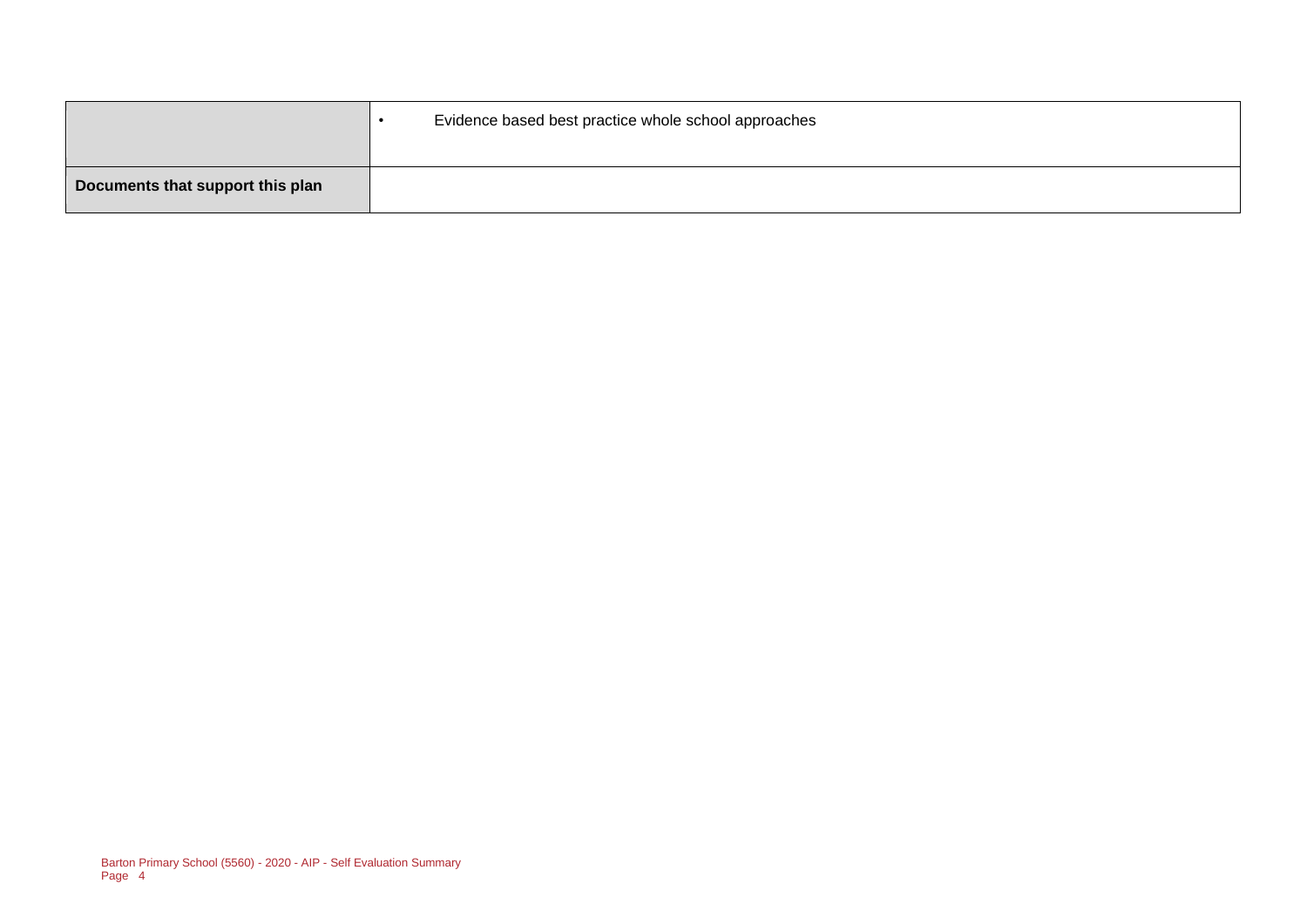| | |
|---|---|
| | • Evidence based best practice whole school approaches |
| **Documents that support this plan** | |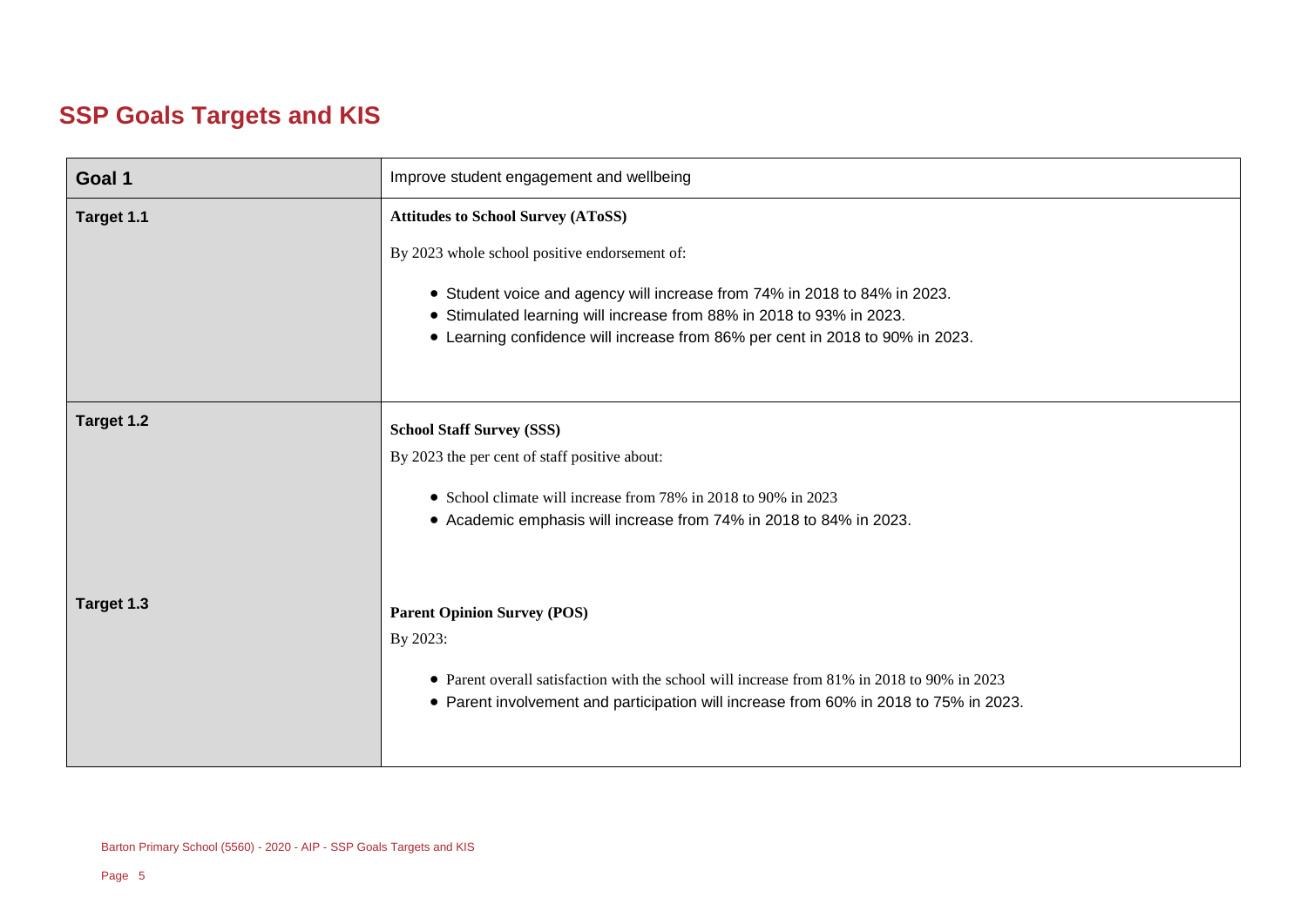# SSP Goals Targets and KIS

| Goal 1 | Improve student engagement and wellbeing |
|---|---|
| Target 1.1 | **Attitudes to School Survey (AToSS)**<br><br>By 2023 whole school positive endorsement of:<br><br>• Student voice and agency will increase from 74% in 2018 to 84% in 2023.<br>• Stimulated learning will increase from 88% in 2018 to 93% in 2023.<br>• Learning confidence will increase from 86% per cent in 2018 to 90% in 2023. |
| Target 1.2 | **School Staff Survey (SSS)**<br><br>By 2023 the per cent of staff positive about:<br><br>• School climate will increase from 78% in 2018 to 90% in 2023<br>• Academic emphasis will increase from 74% in 2018 to 84% in 2023. |
| Target 1.3 | **Parent Opinion Survey (POS)**<br><br>By 2023:<br><br>• Parent overall satisfaction with the school will increase from 81% in 2018 to 90% in 2023<br>• Parent involvement and participation will increase from 60% in 2018 to 75% in 2023. |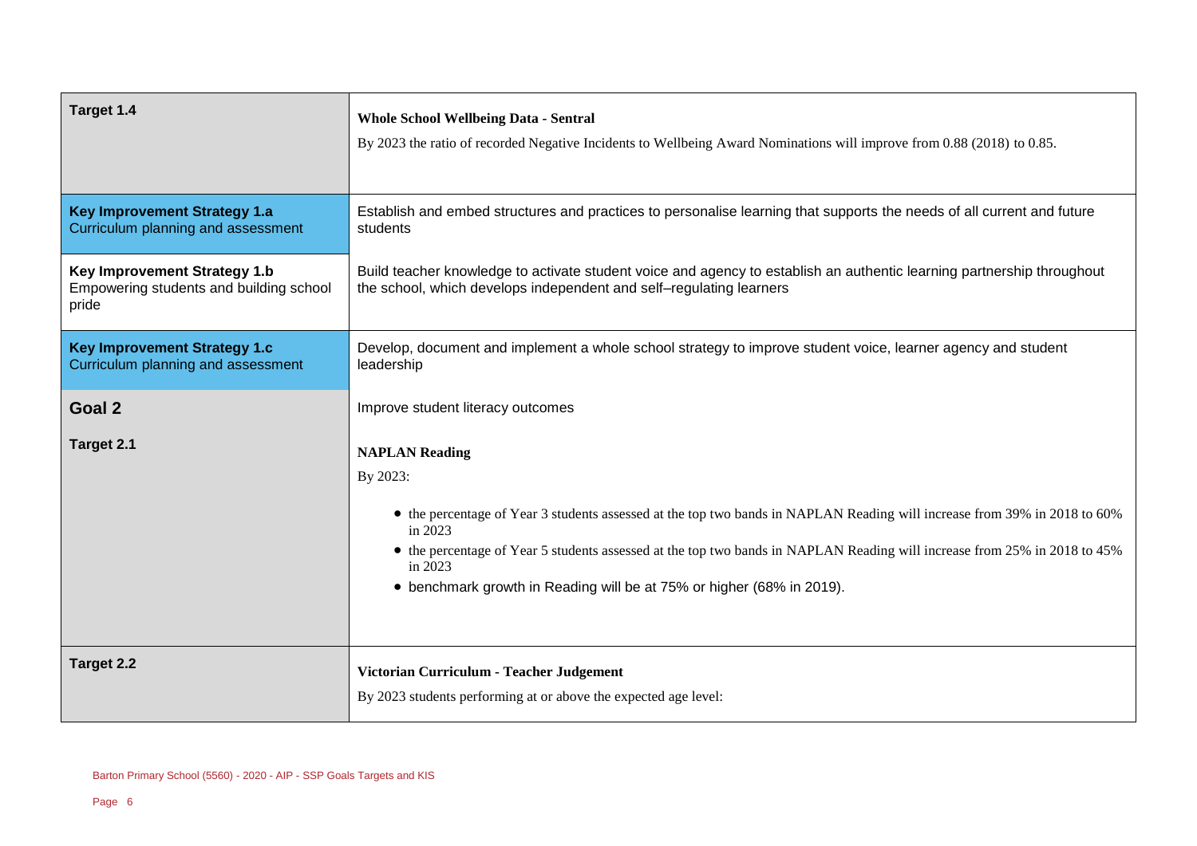| | |
|---|---|
| **Target 1.4** | **Whole School Wellbeing Data - Sentral**<br><br>By 2023 the ratio of recorded Negative Incidents to Wellbeing Award Nominations will improve from 0.88 (2018) to 0.85. |
| **Key Improvement Strategy 1.a**<br>Curriculum planning and assessment | Establish and embed structures and practices to personalise learning that supports the needs of all current and future students |
| **Key Improvement Strategy 1.b**<br>Empowering students and building school pride | Build teacher knowledge to activate student voice and agency to establish an authentic learning partnership throughout the school, which develops independent and self–regulating learners |
| **Key Improvement Strategy 1.c**<br>Curriculum planning and assessment | Develop, document and implement a whole school strategy to improve student voice, learner agency and student leadership |
| **Goal 2** | Improve student literacy outcomes |
| **Target 2.1** | **NAPLAN Reading**<br><br>By 2023:<br><br>• the percentage of Year 3 students assessed at the top two bands in NAPLAN Reading will increase from 39% in 2018 to 60% in 2023<br>• the percentage of Year 5 students assessed at the top two bands in NAPLAN Reading will increase from 25% in 2018 to 45% in 2023<br>• benchmark growth in Reading will be at 75% or higher (68% in 2019). |
| **Target 2.2** | **Victorian Curriculum - Teacher Judgement**<br><br>By 2023 students performing at or above the expected age level: |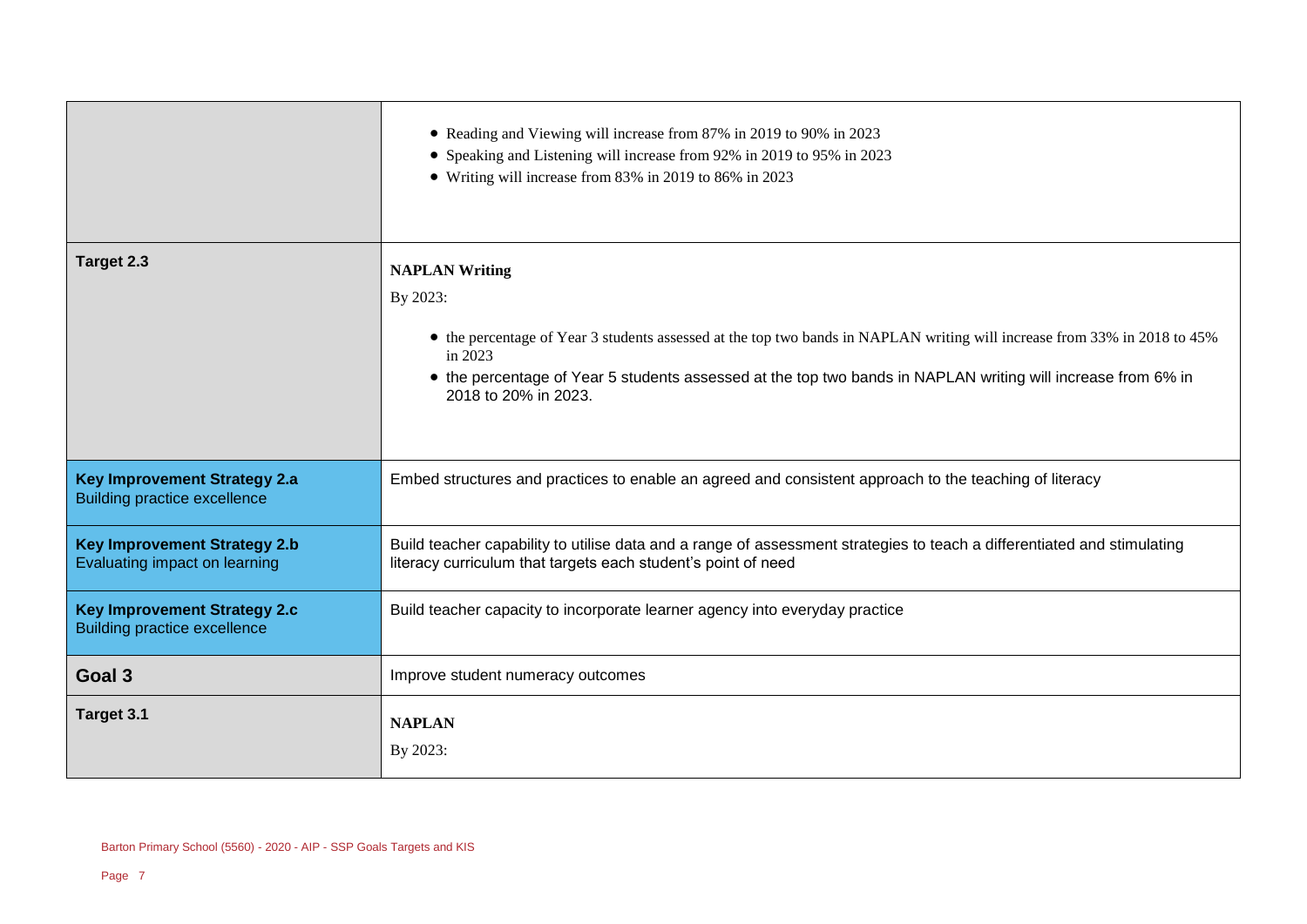| | |
|---|---|
| | • Reading and Viewing will increase from 87% in 2019 to 90% in 2023<br>• Speaking and Listening will increase from 92% in 2019 to 95% in 2023<br>• Writing will increase from 83% in 2019 to 86% in 2023 |
| **Target 2.3** | **NAPLAN Writing**<br><br>By 2023:<br><br>• the percentage of Year 3 students assessed at the top two bands in NAPLAN writing will increase from 33% in 2018 to 45% in 2023<br>• the percentage of Year 5 students assessed at the top two bands in NAPLAN writing will increase from 6% in 2018 to 20% in 2023. |
| **Key Improvement Strategy 2.a**<br>Building practice excellence | Embed structures and practices to enable an agreed and consistent approach to the teaching of literacy |
| **Key Improvement Strategy 2.b**<br>Evaluating impact on learning | Build teacher capability to utilise data and a range of assessment strategies to teach a differentiated and stimulating literacy curriculum that targets each student's point of need |
| **Key Improvement Strategy 2.c**<br>Building practice excellence | Build teacher capacity to incorporate learner agency into everyday practice |
| **Goal 3** | Improve student numeracy outcomes |
| **Target 3.1** | **NAPLAN**<br><br>By 2023: |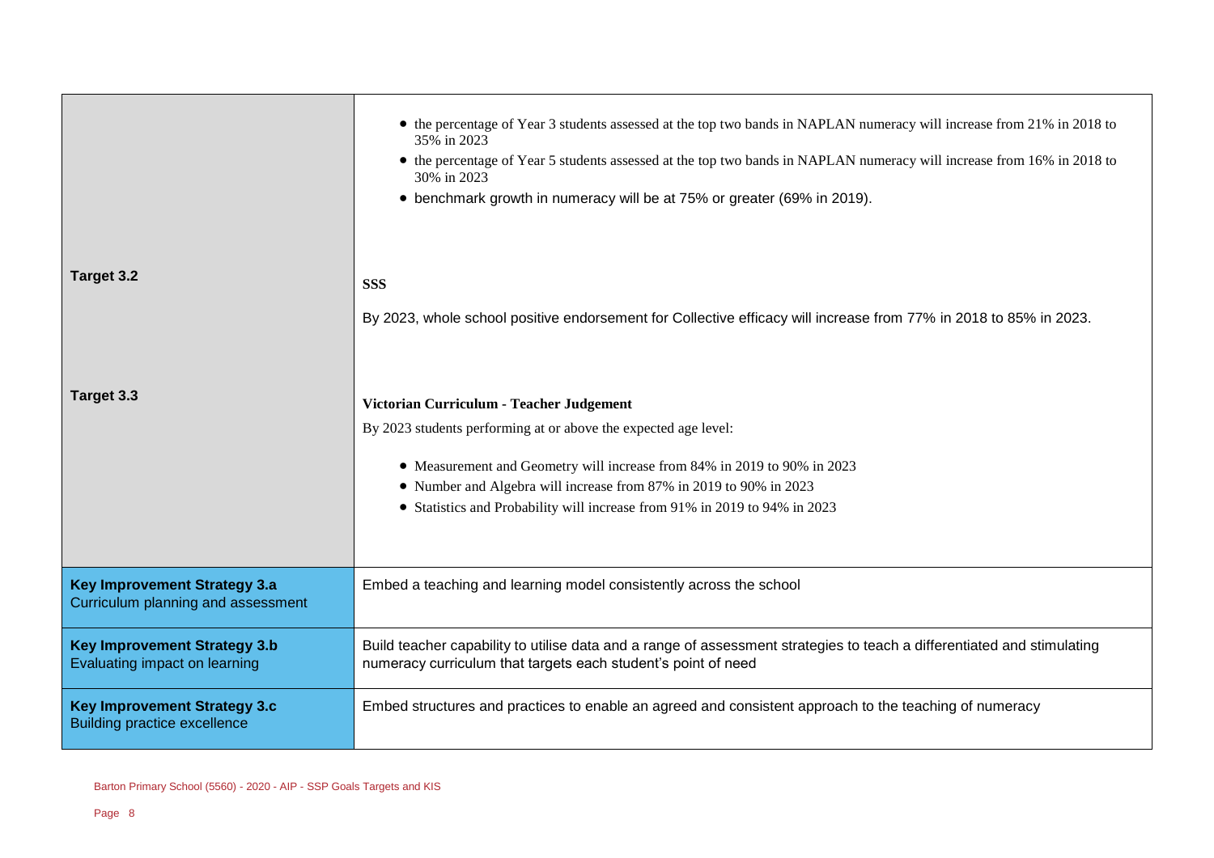| | |
|---|---|
| | • the percentage of Year 3 students assessed at the top two bands in NAPLAN numeracy will increase from 21% in 2018 to 35% in 2023<br>• the percentage of Year 5 students assessed at the top two bands in NAPLAN numeracy will increase from 16% in 2018 to 30% in 2023<br>• benchmark growth in numeracy will be at 75% or greater (69% in 2019). |
| **Target 3.2** | **SSS**<br><br>By 2023, whole school positive endorsement for Collective efficacy will increase from 77% in 2018 to 85% in 2023. |
| **Target 3.3** | **Victorian Curriculum - Teacher Judgement**<br><br>By 2023 students performing at or above the expected age level:<br><br>• Measurement and Geometry will increase from 84% in 2019 to 90% in 2023<br>• Number and Algebra will increase from 87% in 2019 to 90% in 2023<br>• Statistics and Probability will increase from 91% in 2019 to 94% in 2023 |
| **Key Improvement Strategy 3.a**<br>Curriculum planning and assessment | Embed a teaching and learning model consistently across the school |
| **Key Improvement Strategy 3.b**<br>Evaluating impact on learning | Build teacher capability to utilise data and a range of assessment strategies to teach a differentiated and stimulating numeracy curriculum that targets each student's point of need |
| **Key Improvement Strategy 3.c**<br>Building practice excellence | Embed structures and practices to enable an agreed and consistent approach to the teaching of numeracy |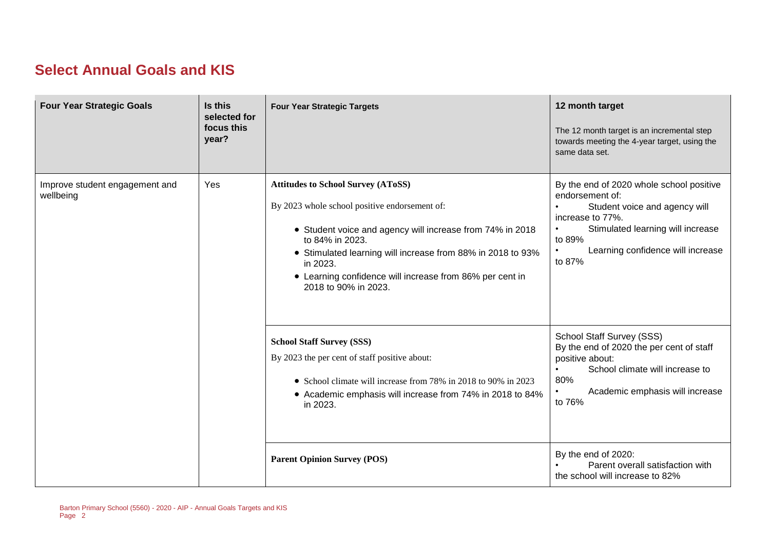## Select Annual Goals and KIS

| Four Year Strategic Goals | Is this selected for focus this year? | Four Year Strategic Targets | 12 month target<br><br>The 12 month target is an incremental step towards meeting the 4-year target, using the same data set. |
|---|---|---|---|
| Improve student engagement and wellbeing | Yes | **Attitudes to School Survey (AToSS)**<br><br>By 2023 whole school positive endorsement of:<br><br>• Student voice and agency will increase from 74% in 2018 to 84% in 2023.<br>• Stimulated learning will increase from 88% in 2018 to 93% in 2023.<br>• Learning confidence will increase from 86% per cent in 2018 to 90% in 2023. | By the end of 2020 whole school positive endorsement of:<br>• Student voice and agency will increase to 77%.<br>• Stimulated learning will increase to 89%<br>• Learning confidence will increase to 87% |
| | | **School Staff Survey (SSS)**<br><br>By 2023 the per cent of staff positive about:<br><br>• School climate will increase from 78% in 2018 to 90% in 2023<br>• Academic emphasis will increase from 74% in 2018 to 84% in 2023. | School Staff Survey (SSS)<br>By the end of 2020 the per cent of staff positive about:<br>• School climate will increase to 80%<br>• Academic emphasis will increase to 76% |
| | | **Parent Opinion Survey (POS)** | By the end of 2020:<br>• Parent overall satisfaction with the school will increase to 82% |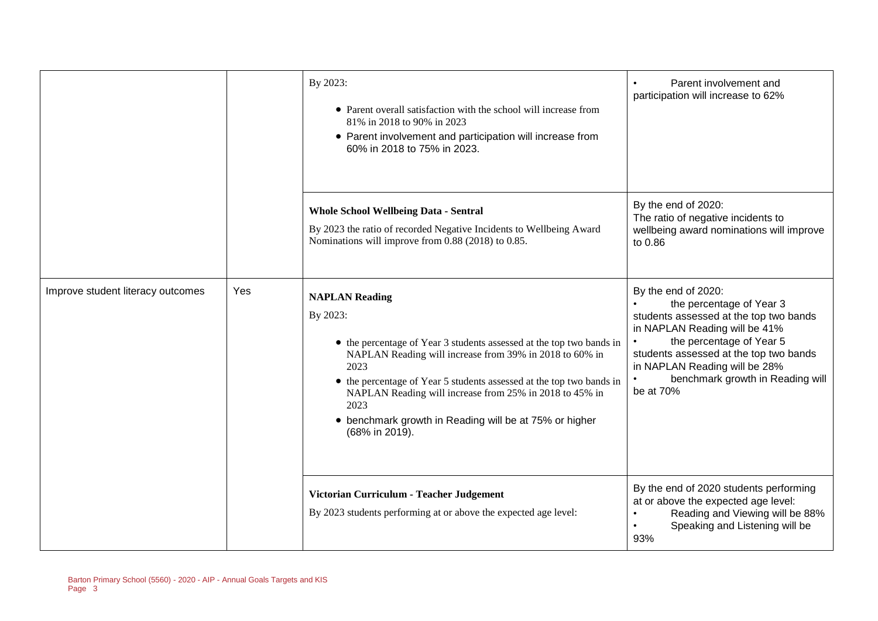| | | | |
|---|---|---|---|
| | | By 2023:<br>• Parent overall satisfaction with the school will increase from 81% in 2018 to 90% in 2023<br>• Parent involvement and participation will increase from 60% in 2018 to 75% in 2023. | • Parent involvement and participation will increase to 62% |
| | | **Whole School Wellbeing Data - Sentral**<br>By 2023 the ratio of recorded Negative Incidents to Wellbeing Award Nominations will improve from 0.88 (2018) to 0.85. | By the end of 2020:<br>The ratio of negative incidents to wellbeing award nominations will improve to 0.86 |
| Improve student literacy outcomes | Yes | **NAPLAN Reading**<br>By 2023:<br>• the percentage of Year 3 students assessed at the top two bands in NAPLAN Reading will increase from 39% in 2018 to 60% in 2023<br>• the percentage of Year 5 students assessed at the top two bands in NAPLAN Reading will increase from 25% in 2018 to 45% in 2023<br>• benchmark growth in Reading will be at 75% or higher (68% in 2019). | By the end of 2020:<br>• the percentage of Year 3 students assessed at the top two bands in NAPLAN Reading will be 41%<br>• the percentage of Year 5 students assessed at the top two bands in NAPLAN Reading will be 28%<br>• benchmark growth in Reading will be at 70% |
| | | **Victorian Curriculum - Teacher Judgement**<br>By 2023 students performing at or above the expected age level: | By the end of 2020 students performing at or above the expected age level:<br>• Reading and Viewing will be 88%<br>• Speaking and Listening will be 93% |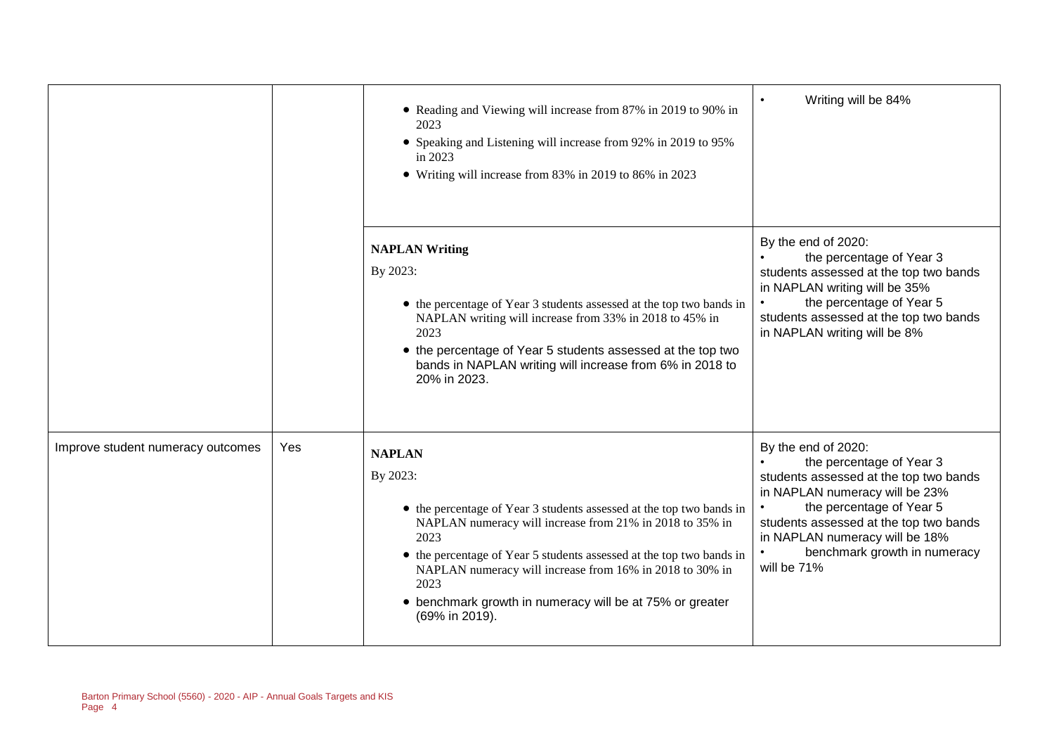| | | | |
|---|---|---|---|
| | | • Reading and Viewing will increase from 87% in 2019 to 90% in 2023<br>• Speaking and Listening will increase from 92% in 2019 to 95% in 2023<br>• Writing will increase from 83% in 2019 to 86% in 2023 | • Writing will be 84% |
| | | **NAPLAN Writing**<br>By 2023:<br>• the percentage of Year 3 students assessed at the top two bands in NAPLAN writing will increase from 33% in 2018 to 45% in 2023<br>• the percentage of Year 5 students assessed at the top two bands in NAPLAN writing will increase from 6% in 2018 to 20% in 2023. | By the end of 2020:<br>• the percentage of Year 3 students assessed at the top two bands in NAPLAN writing will be 35%<br>• the percentage of Year 5 students assessed at the top two bands in NAPLAN writing will be 8% |
| Improve student numeracy outcomes | Yes | **NAPLAN**<br>By 2023:<br>• the percentage of Year 3 students assessed at the top two bands in NAPLAN numeracy will increase from 21% in 2018 to 35% in 2023<br>• the percentage of Year 5 students assessed at the top two bands in NAPLAN numeracy will increase from 16% in 2018 to 30% in 2023<br>• benchmark growth in numeracy will be at 75% or greater (69% in 2019). | By the end of 2020:<br>• the percentage of Year 3 students assessed at the top two bands in NAPLAN numeracy will be 23%<br>• the percentage of Year 5 students assessed at the top two bands in NAPLAN numeracy will be 18%<br>• benchmark growth in numeracy will be 71% |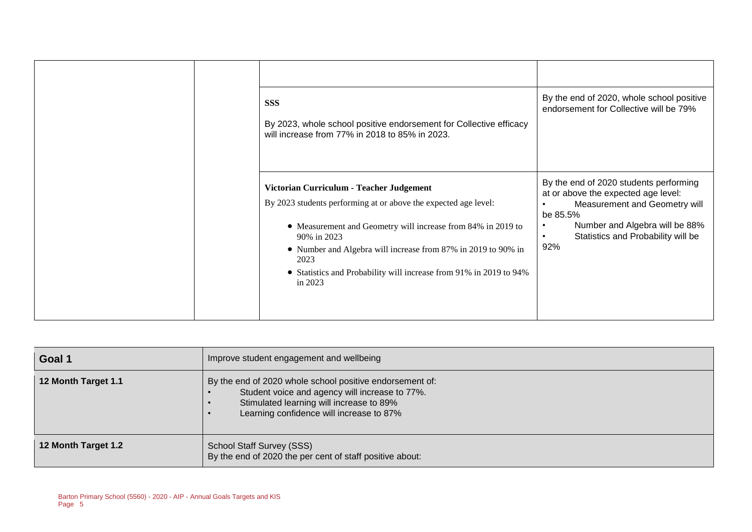| | | | |
|---|---|---|---|
| | | | |
| | | **SSS**<br><br>By 2023, whole school positive endorsement for Collective efficacy will increase from 77% in 2018 to 85% in 2023. | By the end of 2020, whole school positive endorsement for Collective will be 79% |
| | | **Victorian Curriculum - Teacher Judgement**<br><br>By 2023 students performing at or above the expected age level:<br><br>• Measurement and Geometry will increase from 84% in 2019 to 90% in 2023<br>• Number and Algebra will increase from 87% in 2019 to 90% in 2023<br>• Statistics and Probability will increase from 91% in 2019 to 94% in 2023 | By the end of 2020 students performing at or above the expected age level:<br>• Measurement and Geometry will be 85.5%<br>• Number and Algebra will be 88%<br>• Statistics and Probability will be 92% |

| **Goal 1** | Improve student engagement and wellbeing |
|---|---|
| **12 Month Target 1.1** | By the end of 2020 whole school positive endorsement of:<br>• Student voice and agency will increase to 77%.<br>• Stimulated learning will increase to 89%<br>• Learning confidence will increase to 87% |
| **12 Month Target 1.2** | School Staff Survey (SSS)<br>By the end of 2020 the per cent of staff positive about: |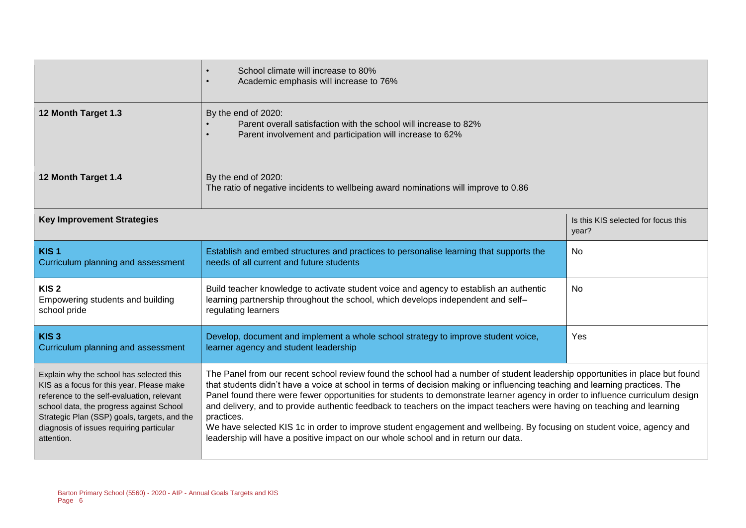| | |
|---|---|
| | • School climate will increase to 80%<br>• Academic emphasis will increase to 76% |
| **12 Month Target 1.3** | By the end of 2020:<br>• Parent overall satisfaction with the school will increase to 82%<br>• Parent involvement and participation will increase to 62% |
| **12 Month Target 1.4** | By the end of 2020:<br>The ratio of negative incidents to wellbeing award nominations will improve to 0.86 |

| **Key Improvement Strategies** | | Is this KIS selected for focus this year? |
|---|---|---|
| **KIS 1**<br>Curriculum planning and assessment | Establish and embed structures and practices to personalise learning that supports the needs of all current and future students | No |
| **KIS 2**<br>Empowering students and building school pride | Build teacher knowledge to activate student voice and agency to establish an authentic learning partnership throughout the school, which develops independent and self–regulating learners | No |
| **KIS 3**<br>Curriculum planning and assessment | Develop, document and implement a whole school strategy to improve student voice, learner agency and student leadership | Yes |
| Explain why the school has selected this KIS as a focus for this year. Please make reference to the self-evaluation, relevant school data, the progress against School Strategic Plan (SSP) goals, targets, and the diagnosis of issues requiring particular attention. | The Panel from our recent school review found the school had a number of student leadership opportunities in place but found that students didn't have a voice at school in terms of decision making or influencing teaching and learning practices. The Panel found there were fewer opportunities for students to demonstrate learner agency in order to influence curriculum design and delivery, and to provide authentic feedback to teachers on the impact teachers were having on teaching and learning practices.<br>We have selected KIS 1c in order to improve student engagement and wellbeing. By focusing on student voice, agency and leadership will have a positive impact on our whole school and in return our data. | |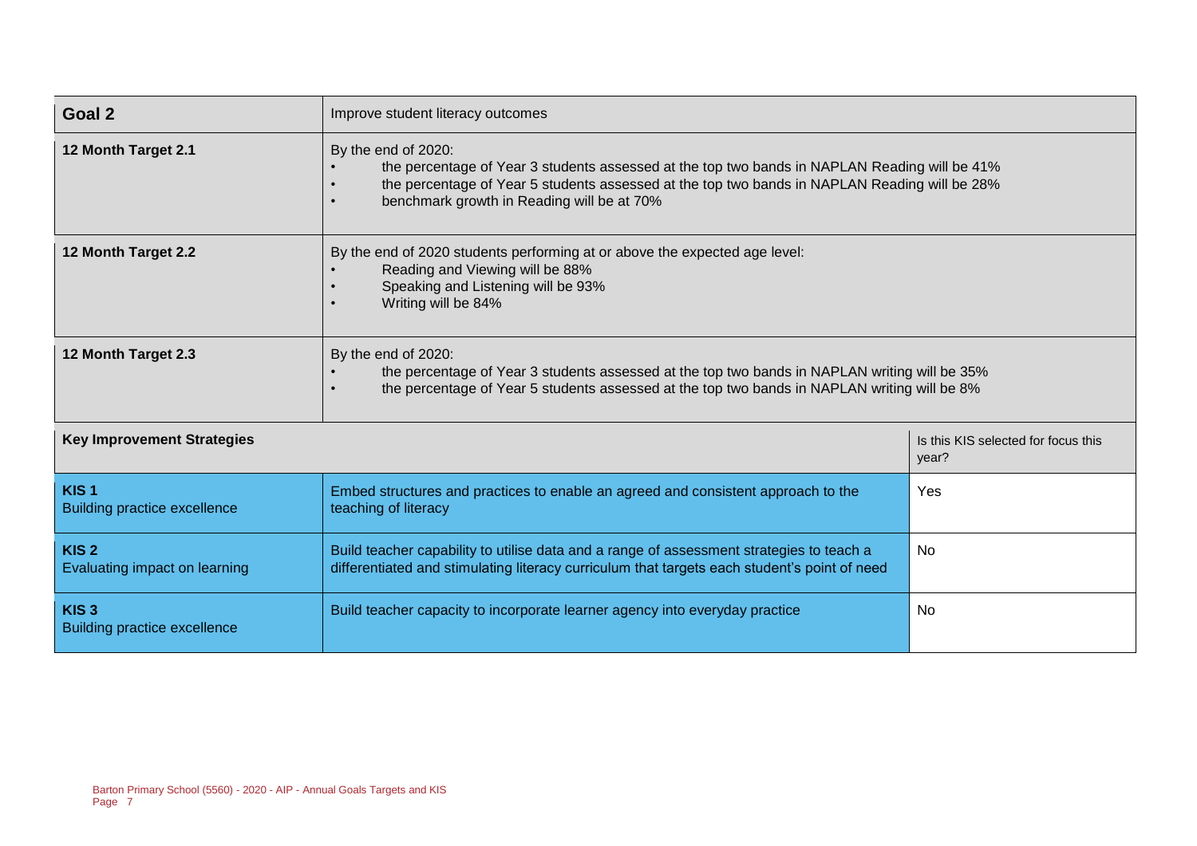| Goal 2 | Improve student literacy outcomes | |
|---|---|---|
| 12 Month Target 2.1 | By the end of 2020:<br>• the percentage of Year 3 students assessed at the top two bands in NAPLAN Reading will be 41%<br>• the percentage of Year 5 students assessed at the top two bands in NAPLAN Reading will be 28%<br>• benchmark growth in Reading will be at 70% | |
| 12 Month Target 2.2 | By the end of 2020 students performing at or above the expected age level:<br>• Reading and Viewing will be 88%<br>• Speaking and Listening will be 93%<br>• Writing will be 84% | |
| 12 Month Target 2.3 | By the end of 2020:<br>• the percentage of Year 3 students assessed at the top two bands in NAPLAN writing will be 35%<br>• the percentage of Year 5 students assessed at the top two bands in NAPLAN writing will be 8% | |
| **Key Improvement Strategies** | | Is this KIS selected for focus this year? |
| **KIS 1**<br>Building practice excellence | Embed structures and practices to enable an agreed and consistent approach to the teaching of literacy | Yes |
| **KIS 2**<br>Evaluating impact on learning | Build teacher capability to utilise data and a range of assessment strategies to teach a differentiated and stimulating literacy curriculum that targets each student's point of need | No |
| **KIS 3**<br>Building practice excellence | Build teacher capacity to incorporate learner agency into everyday practice | No |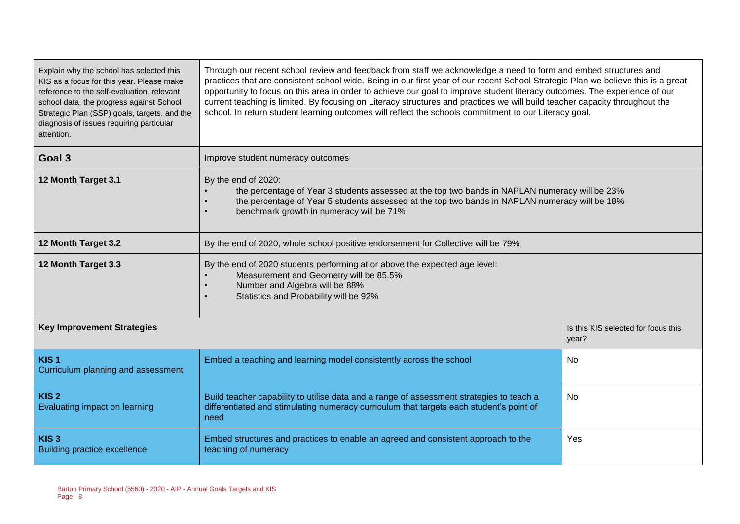| | | |
|---|---|---|
| Explain why the school has selected this KIS as a focus for this year. Please make reference to the self-evaluation, relevant school data, the progress against School Strategic Plan (SSP) goals, targets, and the diagnosis of issues requiring particular attention. | Through our recent school review and feedback from staff we acknowledge a need to form and embed structures and practices that are consistent school wide. Being in our first year of our recent School Strategic Plan we believe this is a great opportunity to focus on this area in order to achieve our goal to improve student literacy outcomes. The experience of our current teaching is limited. By focusing on Literacy structures and practices we will build teacher capacity throughout the school. In return student learning outcomes will reflect the schools commitment to our Literacy goal. | |
| **Goal 3** | Improve student numeracy outcomes | |
| **12 Month Target 3.1** | By the end of 2020:<br>• the percentage of Year 3 students assessed at the top two bands in NAPLAN numeracy will be 23%<br>• the percentage of Year 5 students assessed at the top two bands in NAPLAN numeracy will be 18%<br>• benchmark growth in numeracy will be 71% | |
| **12 Month Target 3.2** | By the end of 2020, whole school positive endorsement for Collective will be 79% | |
| **12 Month Target 3.3** | By the end of 2020 students performing at or above the expected age level:<br>• Measurement and Geometry will be 85.5%<br>• Number and Algebra will be 88%<br>• Statistics and Probability will be 92% | |
| **Key Improvement Strategies** | | Is this KIS selected for focus this year? |
| **KIS 1**<br>Curriculum planning and assessment | Embed a teaching and learning model consistently across the school | No |
| **KIS 2**<br>Evaluating impact on learning | Build teacher capability to utilise data and a range of assessment strategies to teach a differentiated and stimulating numeracy curriculum that targets each student's point of need | No |
| **KIS 3**<br>Building practice excellence | Embed structures and practices to enable an agreed and consistent approach to the teaching of numeracy | Yes |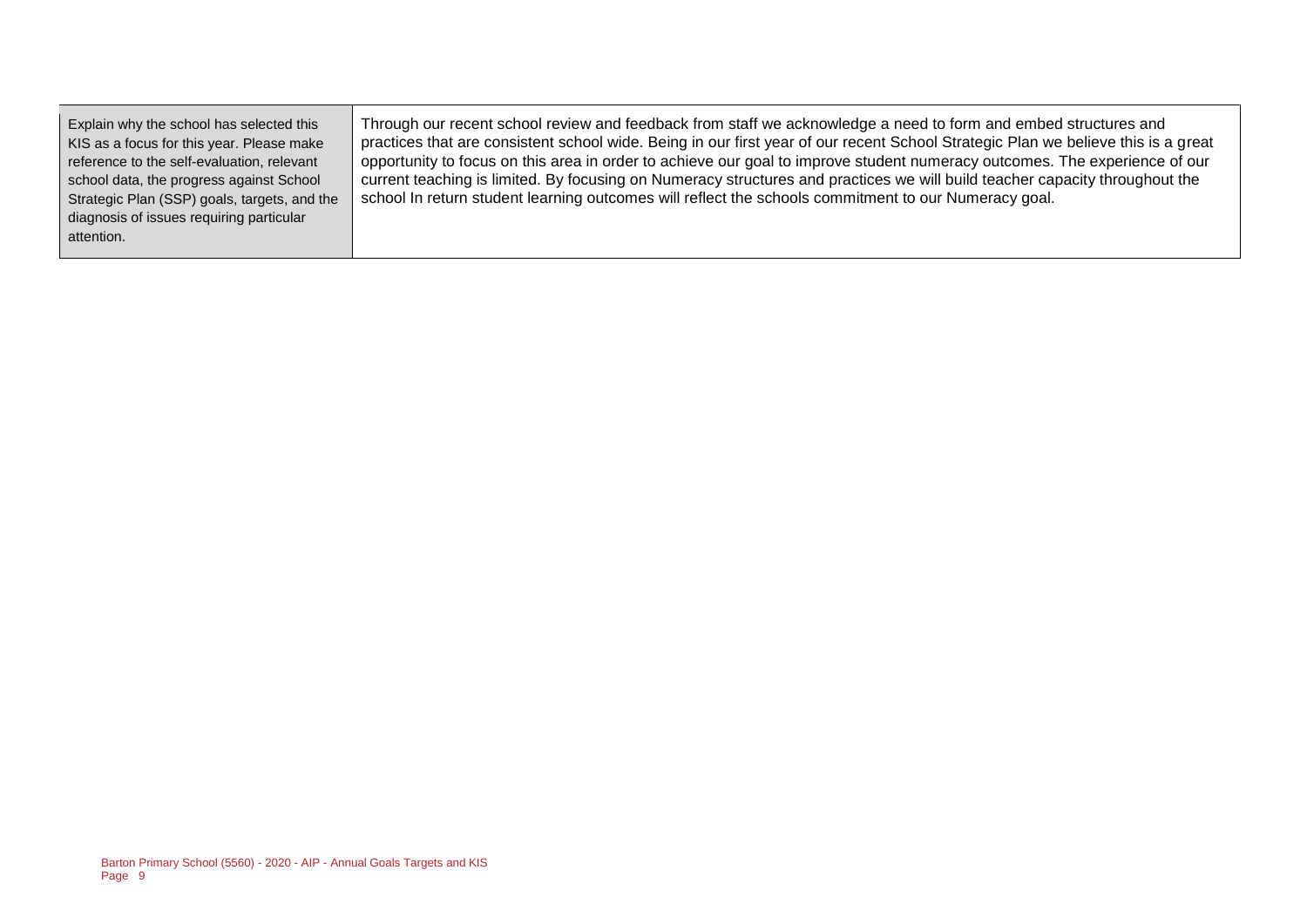| Explain why the school has selected this KIS as a focus for this year. Please make reference to the self-evaluation, relevant school data, the progress against School Strategic Plan (SSP) goals, targets, and the diagnosis of issues requiring particular attention. | Through our recent school review and feedback from staff we acknowledge a need to form and embed structures and practices that are consistent school wide. Being in our first year of our recent School Strategic Plan we believe this is a great opportunity to focus on this area in order to achieve our goal to improve student numeracy outcomes. The experience of our current teaching is limited. By focusing on Numeracy structures and practices we will build teacher capacity throughout the school In return student learning outcomes will reflect the schools commitment to our Numeracy goal. |
|---|---|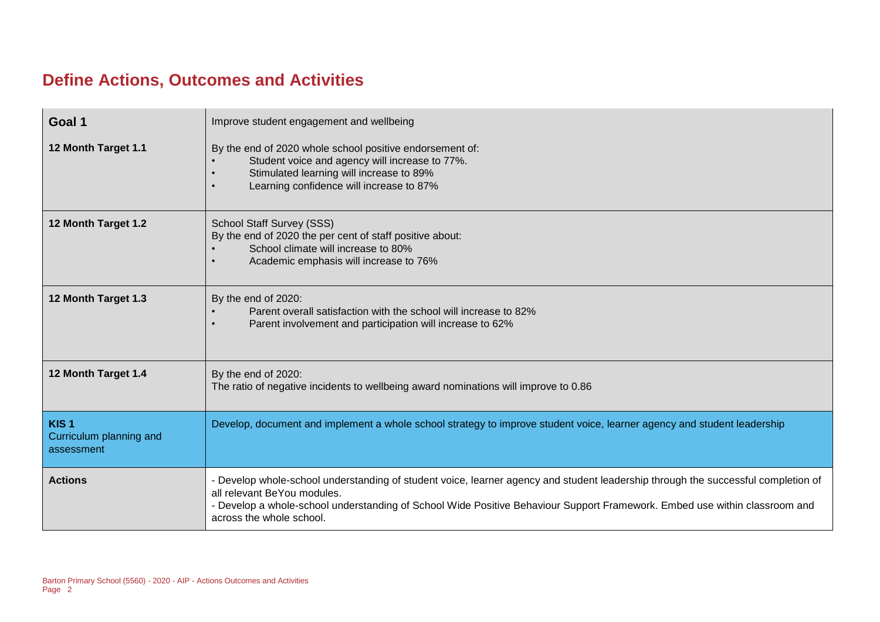## Define Actions, Outcomes and Activities

| | |
|---|---|
| **Goal 1** | Improve student engagement and wellbeing |
| **12 Month Target 1.1** | By the end of 2020 whole school positive endorsement of:<br>• Student voice and agency will increase to 77%.<br>• Stimulated learning will increase to 89%<br>• Learning confidence will increase to 87% |
| **12 Month Target 1.2** | School Staff Survey (SSS)<br>By the end of 2020 the per cent of staff positive about:<br>• School climate will increase to 80%<br>• Academic emphasis will increase to 76% |
| **12 Month Target 1.3** | By the end of 2020:<br>• Parent overall satisfaction with the school will increase to 82%<br>• Parent involvement and participation will increase to 62% |
| **12 Month Target 1.4** | By the end of 2020:<br>The ratio of negative incidents to wellbeing award nominations will improve to 0.86 |
| **KIS 1**<br>Curriculum planning and assessment | Develop, document and implement a whole school strategy to improve student voice, learner agency and student leadership |
| **Actions** | - Develop whole-school understanding of student voice, learner agency and student leadership through the successful completion of all relevant BeYou modules.<br>- Develop a whole-school understanding of School Wide Positive Behaviour Support Framework. Embed use within classroom and across the whole school. |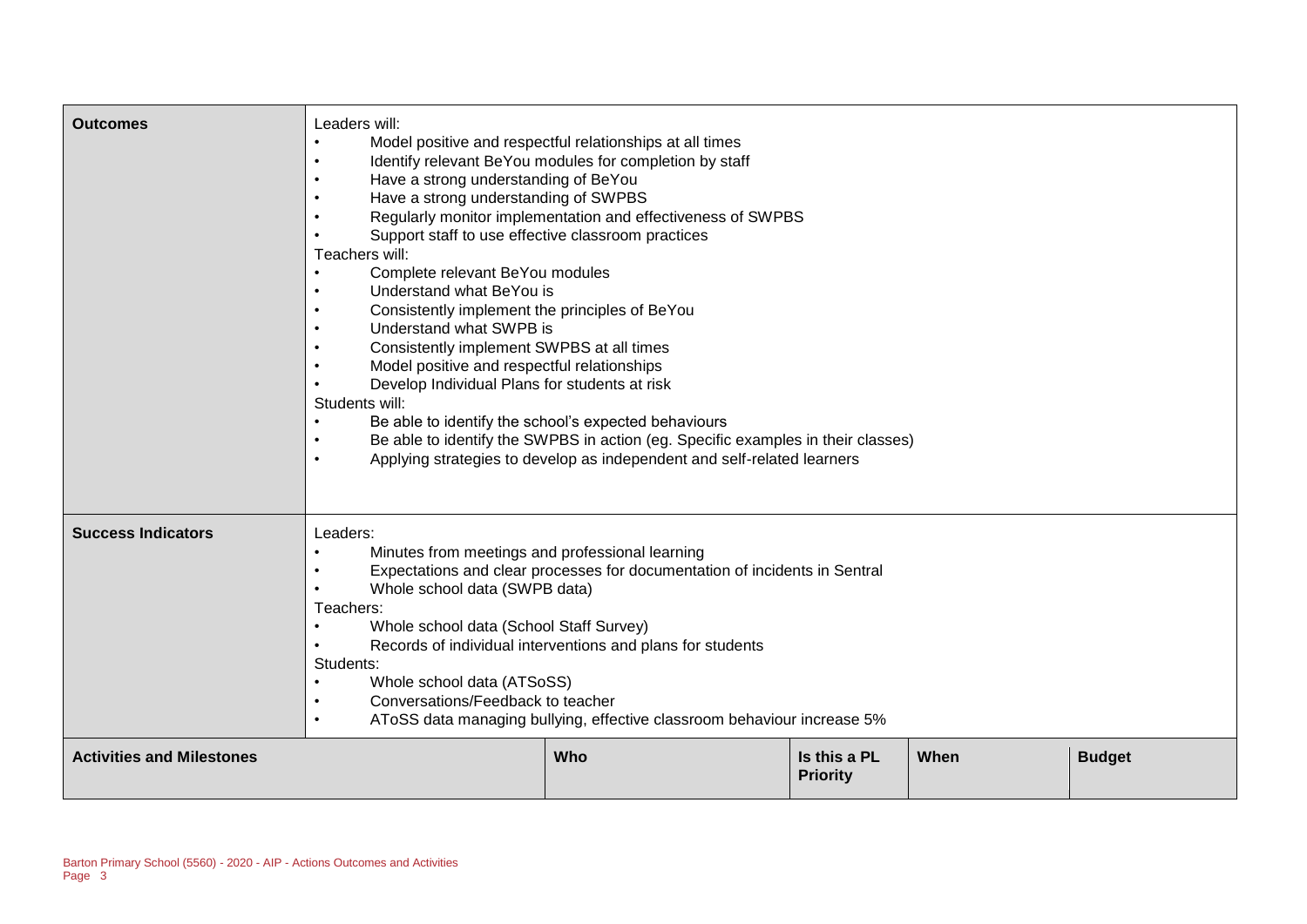| **Outcomes** | Leaders will:<br>• Model positive and respectful relationships at all times<br>• Identify relevant BeYou modules for completion by staff<br>• Have a strong understanding of BeYou<br>• Have a strong understanding of SWPBS<br>• Regularly monitor implementation and effectiveness of SWPBS<br>• Support staff to use effective classroom practices<br>Teachers will:<br>• Complete relevant BeYou modules<br>• Understand what BeYou is<br>• Consistently implement the principles of BeYou<br>• Understand what SWPB is<br>• Consistently implement SWPBS at all times<br>• Model positive and respectful relationships<br>• Develop Individual Plans for students at risk<br>Students will:<br>• Be able to identify the school's expected behaviours<br>• Be able to identify the SWPBS in action (eg. Specific examples in their classes)<br>• Applying strategies to develop as independent and self-related learners | | | | |
|---|---|---|---|---|---|
| **Success Indicators** | Leaders:<br>• Minutes from meetings and professional learning<br>• Expectations and clear processes for documentation of incidents in Sentral<br>• Whole school data (SWPB data)<br>Teachers:<br>• Whole school data (School Staff Survey)<br>• Records of individual interventions and plans for students<br>Students:<br>• Whole school data (ATSoSS)<br>• Conversations/Feedback to teacher<br>• AToSS data managing bullying, effective classroom behaviour increase 5% | | | | |
| **Activities and Milestones** | | **Who** | **Is this a PL Priority** | **When** | **Budget** |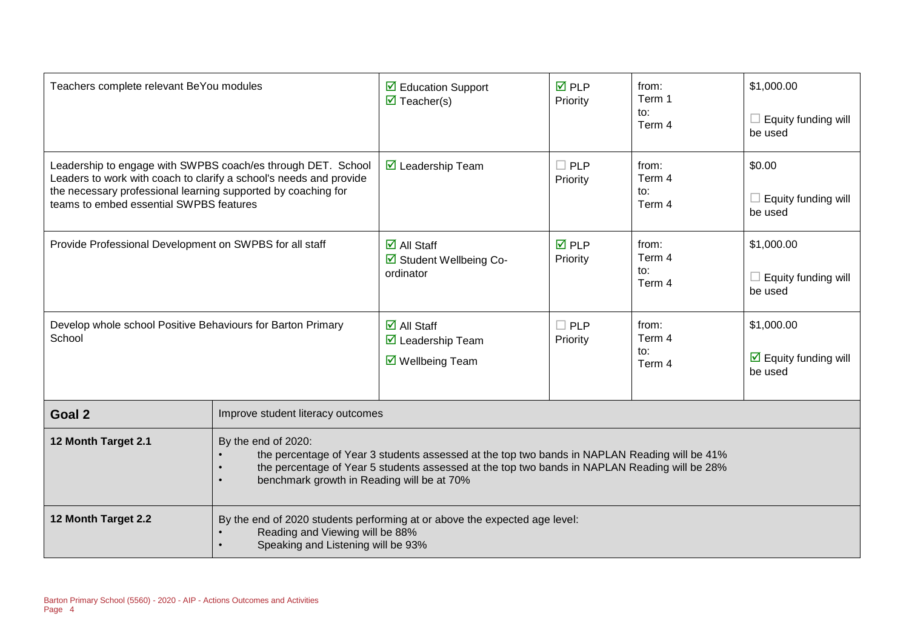| | | | | |
|---|---|---|---|---|
| Teachers complete relevant BeYou modules | ☑ Education Support<br>☑ Teacher(s) | ☑ PLP Priority | from:<br>Term 1<br>to:<br>Term 4 | $1,000.00<br><br>☐ Equity funding will be used |
| Leadership to engage with SWPBS coach/es through DET. School Leaders to work with coach to clarify a school's needs and provide the necessary professional learning supported by coaching for teams to embed essential SWPBS features | ☑ Leadership Team | ☐ PLP Priority | from:<br>Term 4<br>to:<br>Term 4 | $0.00<br><br>☐ Equity funding will be used |
| Provide Professional Development on SWPBS for all staff | ☑ All Staff<br>☑ Student Wellbeing Co-ordinator | ☑ PLP Priority | from:<br>Term 4<br>to:<br>Term 4 | $1,000.00<br><br>☐ Equity funding will be used |
| Develop whole school Positive Behaviours for Barton Primary School | ☑ All Staff<br>☑ Leadership Team<br>☑ Wellbeing Team | ☐ PLP Priority | from:<br>Term 4<br>to:<br>Term 4 | $1,000.00<br><br>☑ Equity funding will be used |

| | |
|---|---|
| **Goal 2** | Improve student literacy outcomes |
| **12 Month Target 2.1** | By the end of 2020:<br>• the percentage of Year 3 students assessed at the top two bands in NAPLAN Reading will be 41%<br>• the percentage of Year 5 students assessed at the top two bands in NAPLAN Reading will be 28%<br>• benchmark growth in Reading will be at 70% |
| **12 Month Target 2.2** | By the end of 2020 students performing at or above the expected age level:<br>• Reading and Viewing will be 88%<br>• Speaking and Listening will be 93% |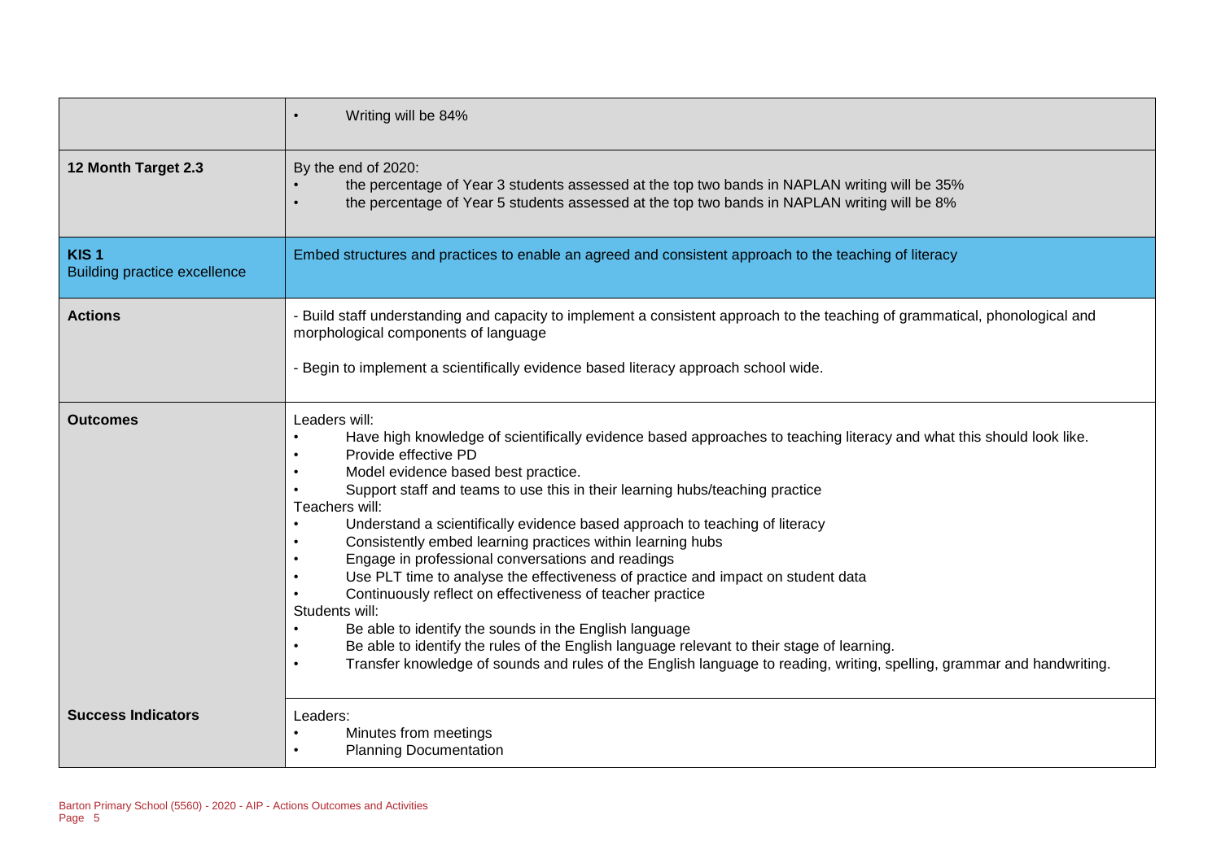| | |
|---|---|
| | • Writing will be 84% |
| **12 Month Target 2.3** | By the end of 2020:<br>• the percentage of Year 3 students assessed at the top two bands in NAPLAN writing will be 35%<br>• the percentage of Year 5 students assessed at the top two bands in NAPLAN writing will be 8% |
| **KIS 1**<br>Building practice excellence | Embed structures and practices to enable an agreed and consistent approach to the teaching of literacy |
| **Actions** | - Build staff understanding and capacity to implement a consistent approach to the teaching of grammatical, phonological and morphological components of language<br><br>- Begin to implement a scientifically evidence based literacy approach school wide. |
| **Outcomes** | Leaders will:<br>• Have high knowledge of scientifically evidence based approaches to teaching literacy and what this should look like.<br>• Provide effective PD<br>• Model evidence based best practice.<br>• Support staff and teams to use this in their learning hubs/teaching practice<br>Teachers will:<br>• Understand a scientifically evidence based approach to teaching of literacy<br>• Consistently embed learning practices within learning hubs<br>• Engage in professional conversations and readings<br>• Use PLT time to analyse the effectiveness of practice and impact on student data<br>• Continuously reflect on effectiveness of teacher practice<br>Students will:<br>• Be able to identify the sounds in the English language<br>• Be able to identify the rules of the English language relevant to their stage of learning.<br>• Transfer knowledge of sounds and rules of the English language to reading, writing, spelling, grammar and handwriting. |
| **Success Indicators** | Leaders:<br>• Minutes from meetings<br>• Planning Documentation |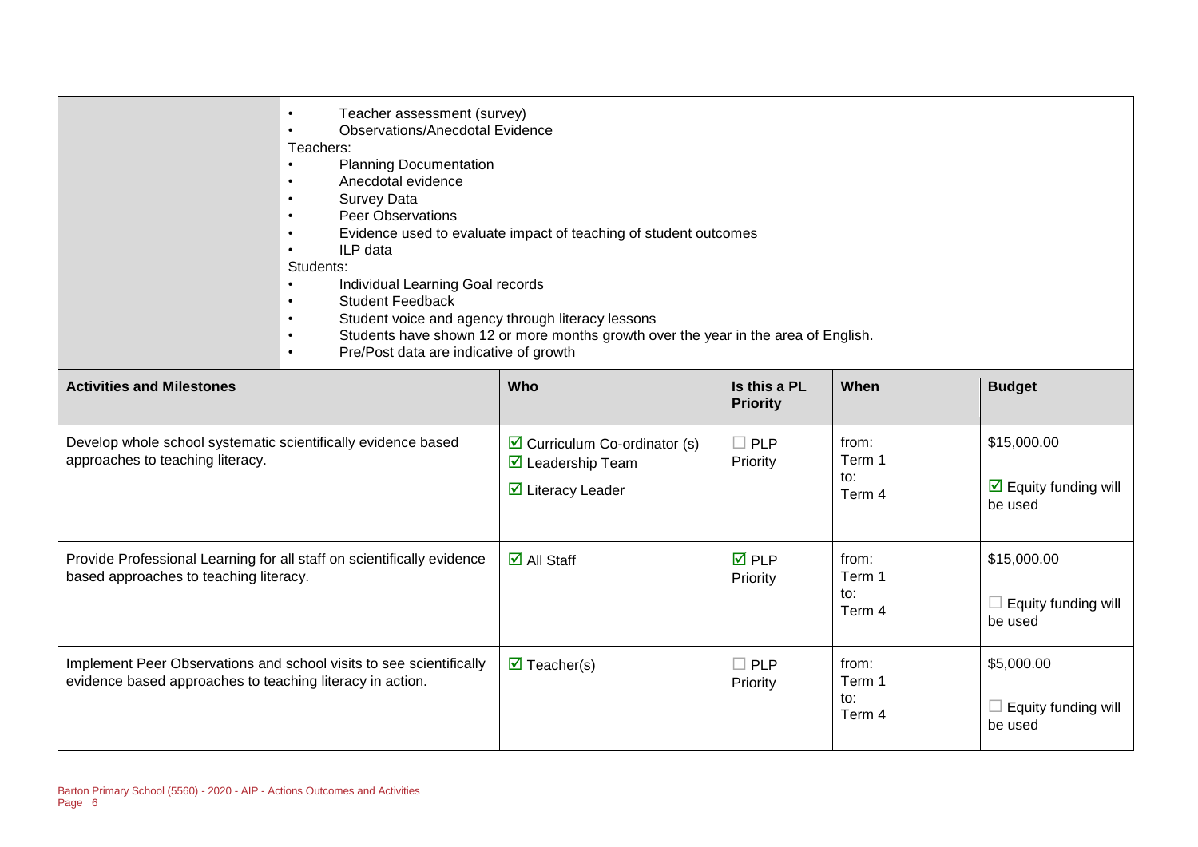| | |
|---|---|
| | • Teacher assessment (survey)<br>• Observations/Anecdotal Evidence<br>Teachers:<br>• Planning Documentation<br>• Anecdotal evidence<br>• Survey Data<br>• Peer Observations<br>• Evidence used to evaluate impact of teaching of student outcomes<br>• ILP data<br>Students:<br>• Individual Learning Goal records<br>• Student Feedback<br>• Student voice and agency through literacy lessons<br>• Students have shown 12 or more months growth over the year in the area of English.<br>• Pre/Post data are indicative of growth |

| Activities and Milestones | Who | Is this a PL Priority | When | Budget |
|---|---|---|---|---|
| Develop whole school systematic scientifically evidence based approaches to teaching literacy. | ☑ Curriculum Co-ordinator (s)<br>☑ Leadership Team<br>☑ Literacy Leader | ☐ PLP Priority | from: Term 1<br>to: Term 4 | $15,000.00<br>☑ Equity funding will be used |
| Provide Professional Learning for all staff on scientifically evidence based approaches to teaching literacy. | ☑ All Staff | ☑ PLP Priority | from: Term 1<br>to: Term 4 | $15,000.00<br>☐ Equity funding will be used |
| Implement Peer Observations and school visits to see scientifically evidence based approaches to teaching literacy in action. | ☑ Teacher(s) | ☐ PLP Priority | from: Term 1<br>to: Term 4 | $5,000.00<br>☐ Equity funding will be used |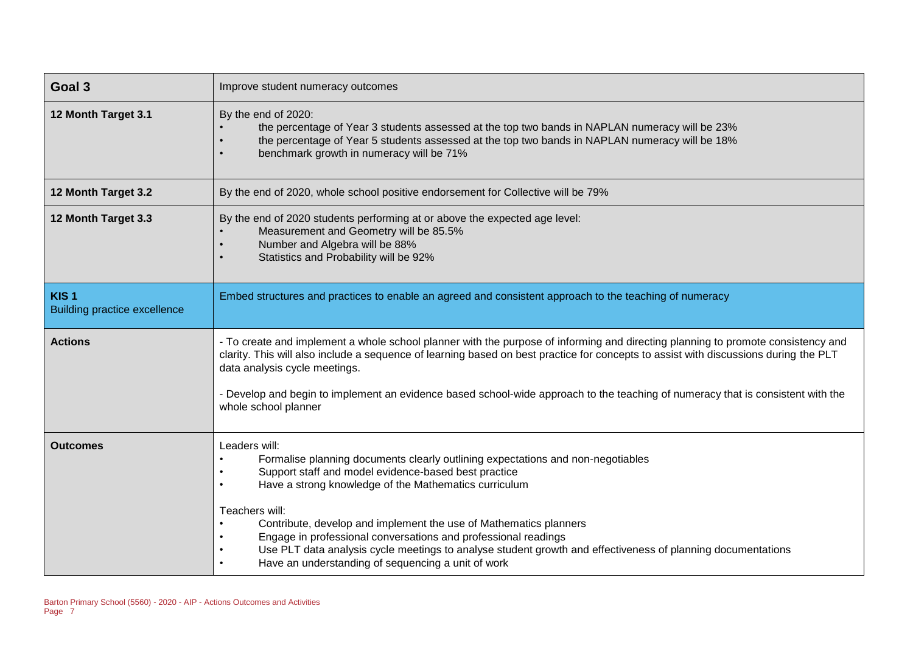| Goal 3 | Improve student numeracy outcomes |
|---|---|
| **12 Month Target 3.1** | By the end of 2020:<br>• the percentage of Year 3 students assessed at the top two bands in NAPLAN numeracy will be 23%<br>• the percentage of Year 5 students assessed at the top two bands in NAPLAN numeracy will be 18%<br>• benchmark growth in numeracy will be 71% |
| **12 Month Target 3.2** | By the end of 2020, whole school positive endorsement for Collective will be 79% |
| **12 Month Target 3.3** | By the end of 2020 students performing at or above the expected age level:<br>• Measurement and Geometry will be 85.5%<br>• Number and Algebra will be 88%<br>• Statistics and Probability will be 92% |
| **KIS 1**<br>Building practice excellence | Embed structures and practices to enable an agreed and consistent approach to the teaching of numeracy |
| **Actions** | - To create and implement a whole school planner with the purpose of informing and directing planning to promote consistency and clarity. This will also include a sequence of learning based on best practice for concepts to assist with discussions during the PLT data analysis cycle meetings.<br><br>- Develop and begin to implement an evidence based school-wide approach to the teaching of numeracy that is consistent with the whole school planner |
| **Outcomes** | Leaders will:<br>• Formalise planning documents clearly outlining expectations and non-negotiables<br>• Support staff and model evidence-based best practice<br>• Have a strong knowledge of the Mathematics curriculum<br><br>Teachers will:<br>• Contribute, develop and implement the use of Mathematics planners<br>• Engage in professional conversations and professional readings<br>• Use PLT data analysis cycle meetings to analyse student growth and effectiveness of planning documentations<br>• Have an understanding of sequencing a unit of work |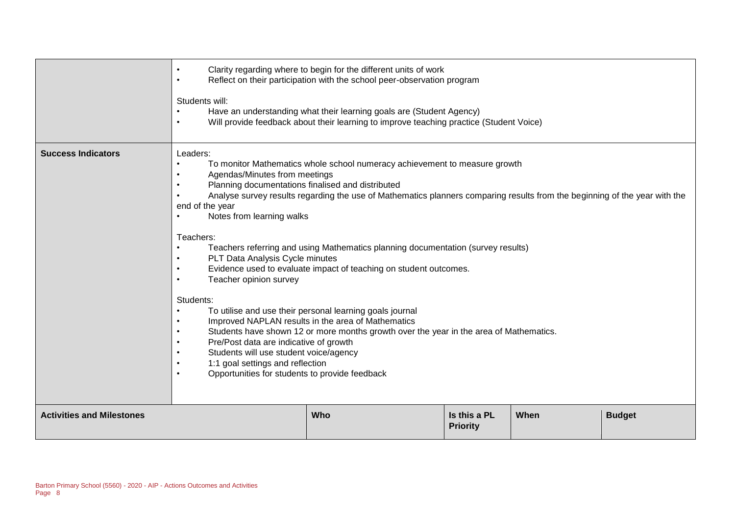| | |
|---|---|
| | • Clarity regarding where to begin for the different units of work<br>• Reflect on their participation with the school peer-observation program<br><br>Students will:<br>• Have an understanding what their learning goals are (Student Agency)<br>• Will provide feedback about their learning to improve teaching practice (Student Voice) |
| **Success Indicators** | Leaders:<br>• To monitor Mathematics whole school numeracy achievement to measure growth<br>• Agendas/Minutes from meetings<br>• Planning documentations finalised and distributed<br>• Analyse survey results regarding the use of Mathematics planners comparing results from the beginning of the year with the end of the year<br>• Notes from learning walks<br><br>Teachers:<br>• Teachers referring and using Mathematics planning documentation (survey results)<br>• PLT Data Analysis Cycle minutes<br>• Evidence used to evaluate impact of teaching on student outcomes.<br>• Teacher opinion survey<br><br>Students:<br>• To utilise and use their personal learning goals journal<br>• Improved NAPLAN results in the area of Mathematics<br>• Students have shown 12 or more months growth over the year in the area of Mathematics.<br>• Pre/Post data are indicative of growth<br>• Students will use student voice/agency<br>• 1:1 goal settings and reflection<br>• Opportunities for students to provide feedback |

| Activities and Milestones | Who | Is this a PL Priority | When | Budget |
|---|---|---|---|---|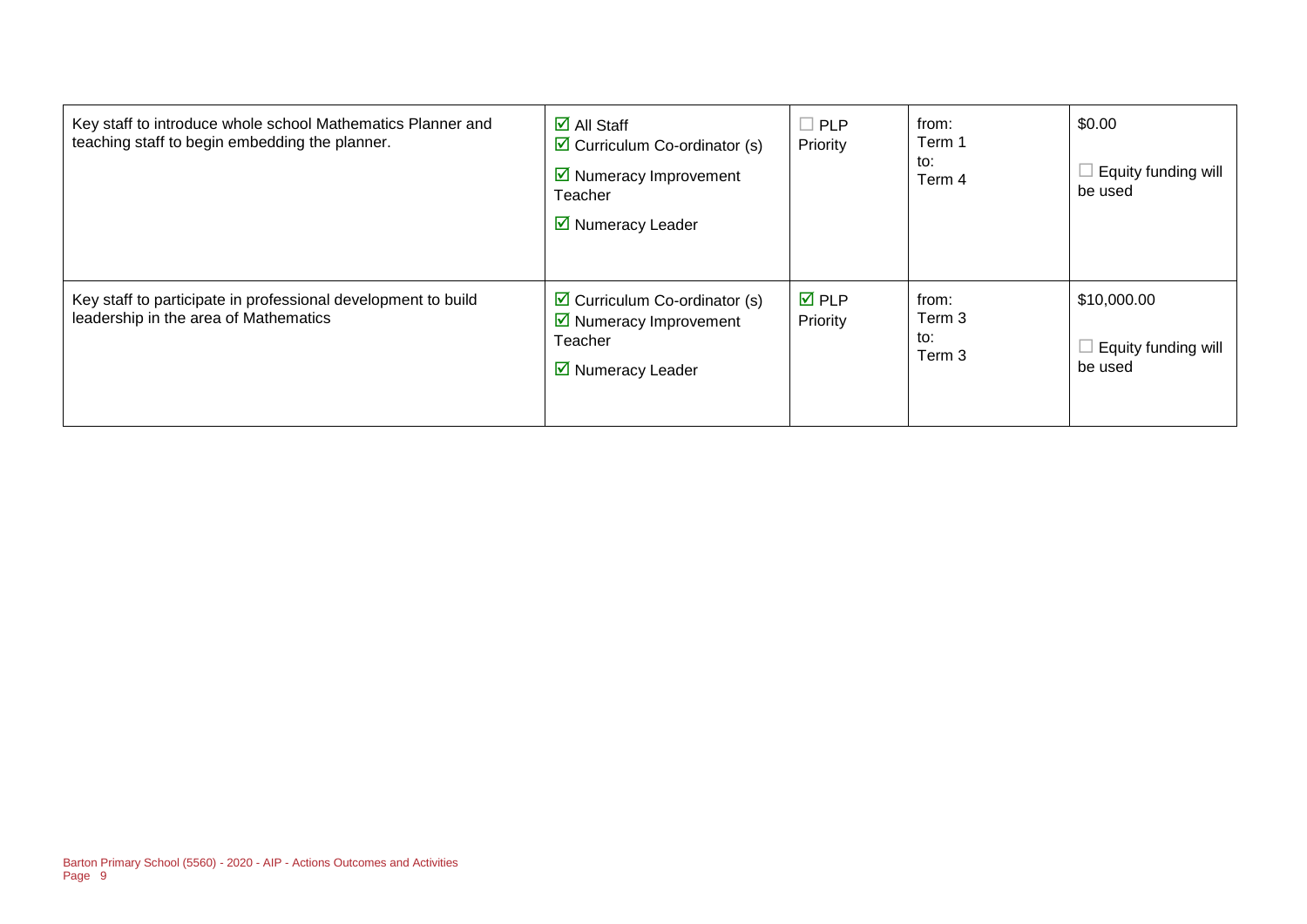| | | | | |
|---|---|---|---|---|
| Key staff to introduce whole school Mathematics Planner and teaching staff to begin embedding the planner. | ☑ All Staff<br>☑ Curriculum Co-ordinator (s)<br>☑ Numeracy Improvement Teacher<br>☑ Numeracy Leader | ☐ PLP Priority | from:<br>Term 1<br>to:<br>Term 4 | $0.00<br><br>☐ Equity funding will be used |
| Key staff to participate in professional development to build leadership in the area of Mathematics | ☑ Curriculum Co-ordinator (s)<br>☑ Numeracy Improvement Teacher<br>☑ Numeracy Leader | ☑ PLP Priority | from:<br>Term 3<br>to:<br>Term 3 | $10,000.00<br><br>☐ Equity funding will be used |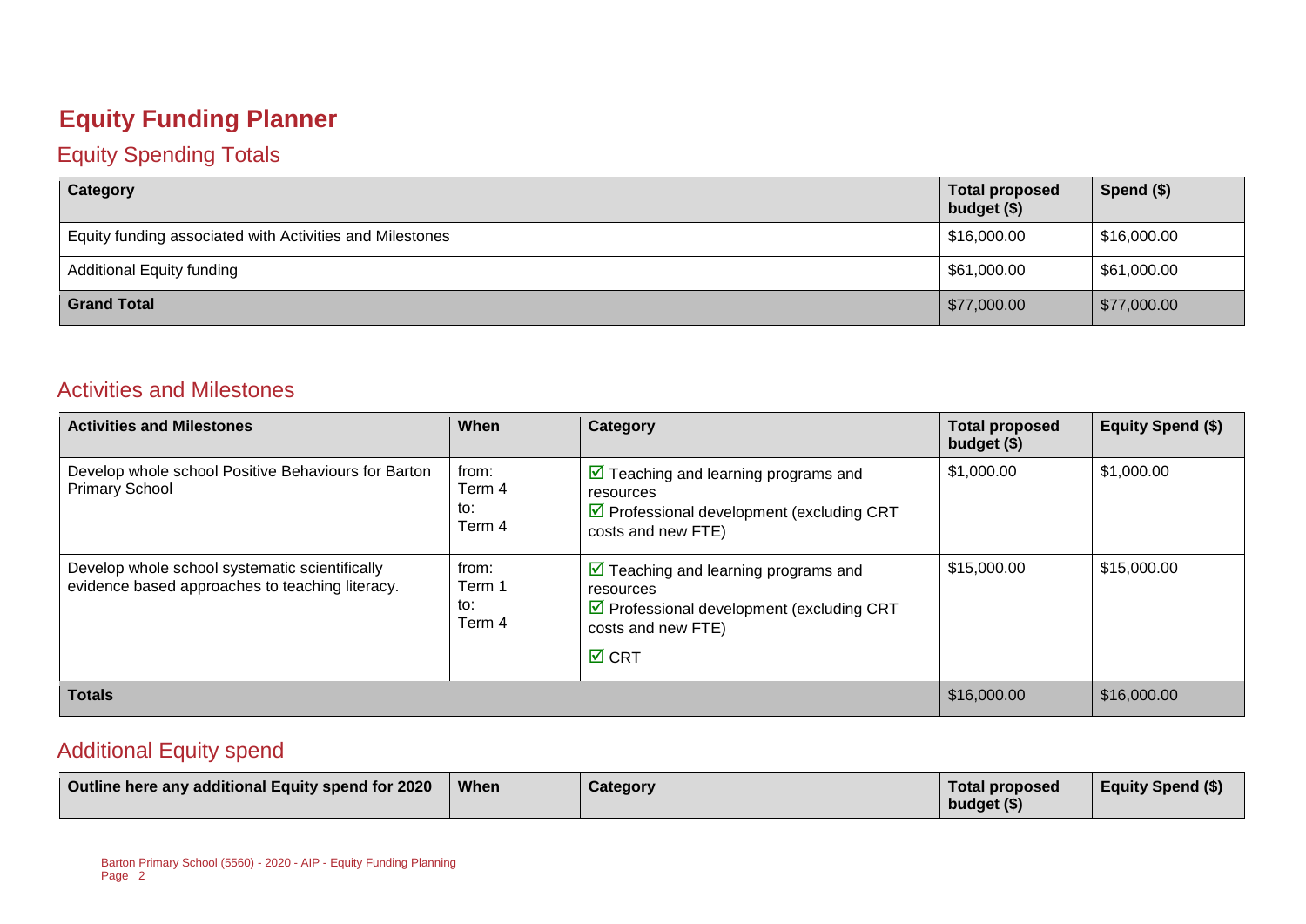# Equity Funding Planner

## Equity Spending Totals

| Category | Total proposed budget ($) | Spend ($) |
|---|---|---|
| Equity funding associated with Activities and Milestones | $16,000.00 | $16,000.00 |
| Additional Equity funding | $61,000.00 | $61,000.00 |
| **Grand Total** | $77,000.00 | $77,000.00 |

## Activities and Milestones

| Activities and Milestones | When | Category | Total proposed budget ($) | Equity Spend ($) |
|---|---|---|---|---|
| Develop whole school Positive Behaviours for Barton Primary School | from: Term 4 to: Term 4 | ☑ Teaching and learning programs and resources<br>☑ Professional development (excluding CRT costs and new FTE) | $1,000.00 | $1,000.00 |
| Develop whole school systematic scientifically evidence based approaches to teaching literacy. | from: Term 1 to: Term 4 | ☑ Teaching and learning programs and resources<br>☑ Professional development (excluding CRT costs and new FTE)<br>☑ CRT | $15,000.00 | $15,000.00 |
| **Totals** | | | $16,000.00 | $16,000.00 |

## Additional Equity spend

| Outline here any additional Equity spend for 2020 | When | Category | Total proposed budget ($) | Equity Spend ($) |
|---|---|---|---|---|

Barton Primary School (5560) - 2020 - AIP - Equity Funding Planning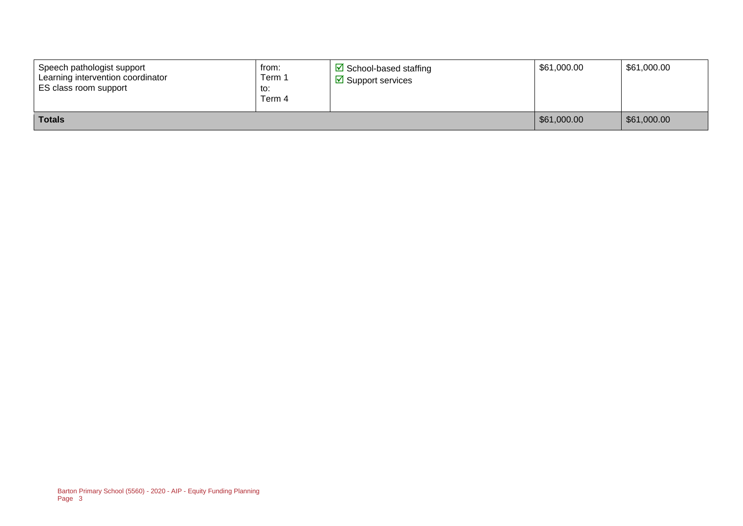| | | | | |
|---|---|---|---|---|
| Speech pathologist support<br>Learning intervention coordinator<br>ES class room support | from:<br>Term 1<br>to:<br>Term 4 | ☑ School-based staffing<br>☑ Support services | $61,000.00 | $61,000.00 |
| **Totals** | | | $61,000.00 | $61,000.00 |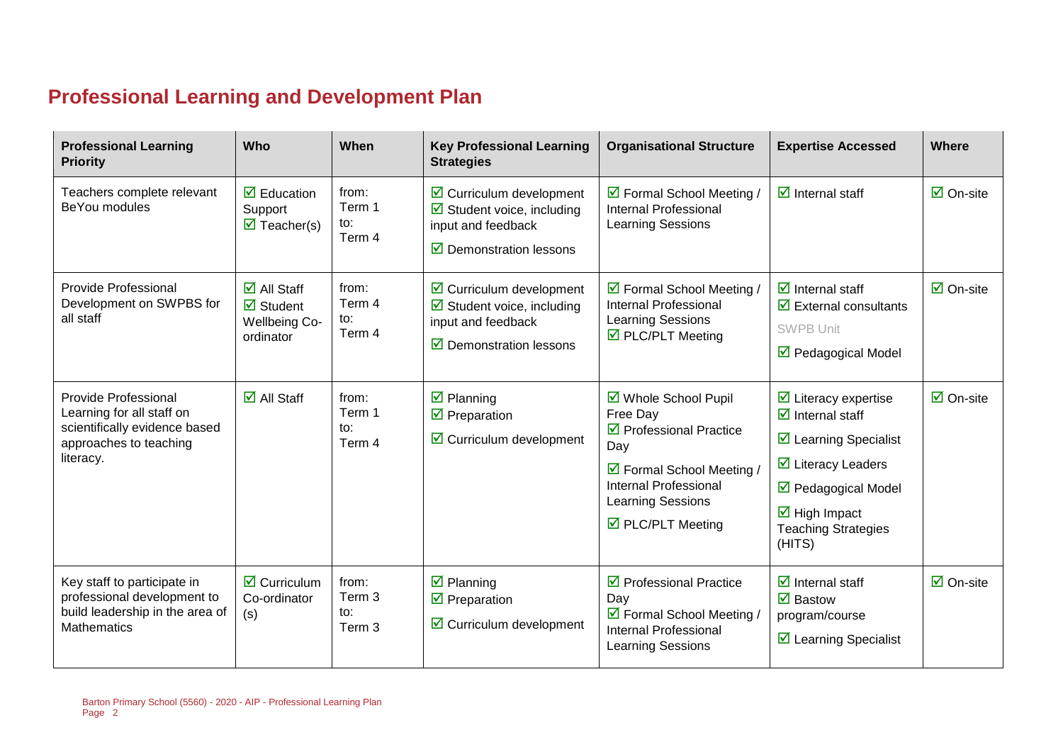## Professional Learning and Development Plan

| Professional Learning Priority | Who | When | Key Professional Learning Strategies | Organisational Structure | Expertise Accessed | Where |
|---|---|---|---|---|---|---|
| Teachers complete relevant BeYou modules | ☑ Education Support<br>☑ Teacher(s) | from: Term 1<br>to: Term 4 | ☑ Curriculum development<br>☑ Student voice, including input and feedback<br>☑ Demonstration lessons | ☑ Formal School Meeting / Internal Professional Learning Sessions | ☑ Internal staff | ☑ On-site |
| Provide Professional Development on SWPBS for all staff | ☑ All Staff<br>☑ Student Wellbeing Co-ordinator | from: Term 4<br>to: Term 4 | ☑ Curriculum development<br>☑ Student voice, including input and feedback<br>☑ Demonstration lessons | ☑ Formal School Meeting / Internal Professional Learning Sessions<br>☑ PLC/PLT Meeting | ☑ Internal staff<br>☑ External consultants<br>SWPB Unit<br>☑ Pedagogical Model | ☑ On-site |
| Provide Professional Learning for all staff on scientifically evidence based approaches to teaching literacy. | ☑ All Staff | from: Term 1<br>to: Term 4 | ☑ Planning<br>☑ Preparation<br>☑ Curriculum development | ☑ Whole School Pupil Free Day<br>☑ Professional Practice Day<br>☑ Formal School Meeting / Internal Professional Learning Sessions<br>☑ PLC/PLT Meeting | ☑ Literacy expertise<br>☑ Internal staff<br>☑ Learning Specialist<br>☑ Literacy Leaders<br>☑ Pedagogical Model<br>☑ High Impact Teaching Strategies (HITS) | ☑ On-site |
| Key staff to participate in professional development to build leadership in the area of Mathematics | ☑ Curriculum Co-ordinator (s) | from: Term 3<br>to: Term 3 | ☑ Planning<br>☑ Preparation<br>☑ Curriculum development | ☑ Professional Practice Day<br>☑ Formal School Meeting / Internal Professional Learning Sessions | ☑ Internal staff<br>☑ Bastow program/course<br>☑ Learning Specialist | ☑ On-site |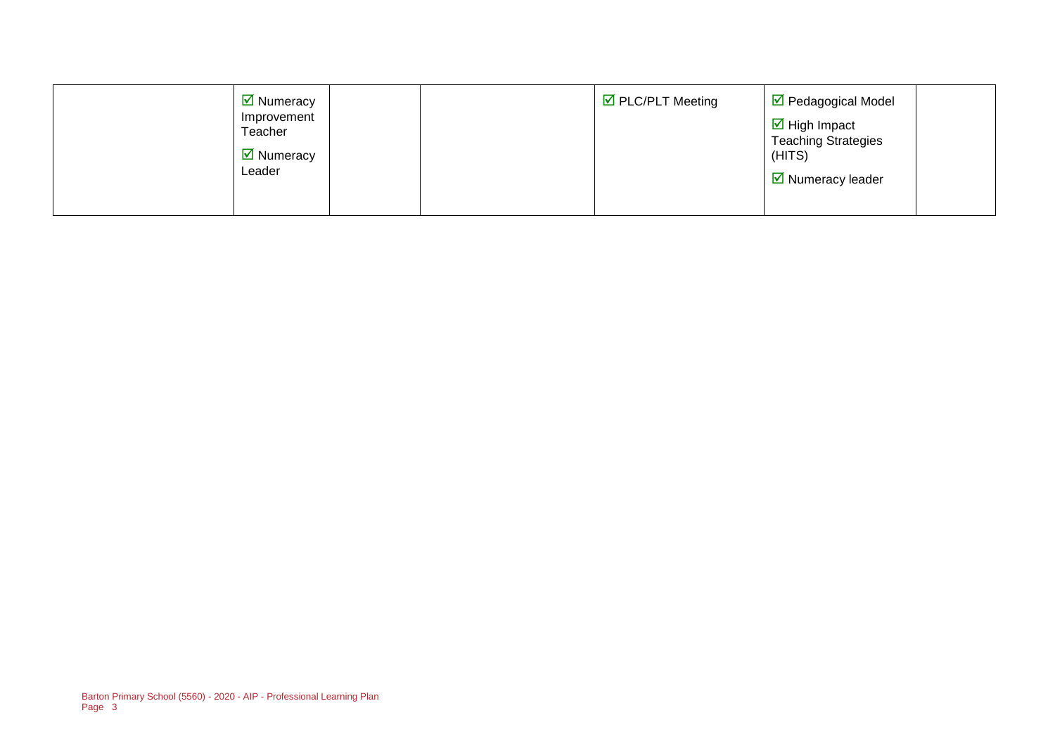| | | | | | | |
|---|---|---|---|---|---|---|
| | ☑ Numeracy Improvement Teacher<br>☑ Numeracy Leader | | | ☑ PLC/PLT Meeting | ☑ Pedagogical Model<br>☑ High Impact Teaching Strategies (HITS)<br>☑ Numeracy leader | |